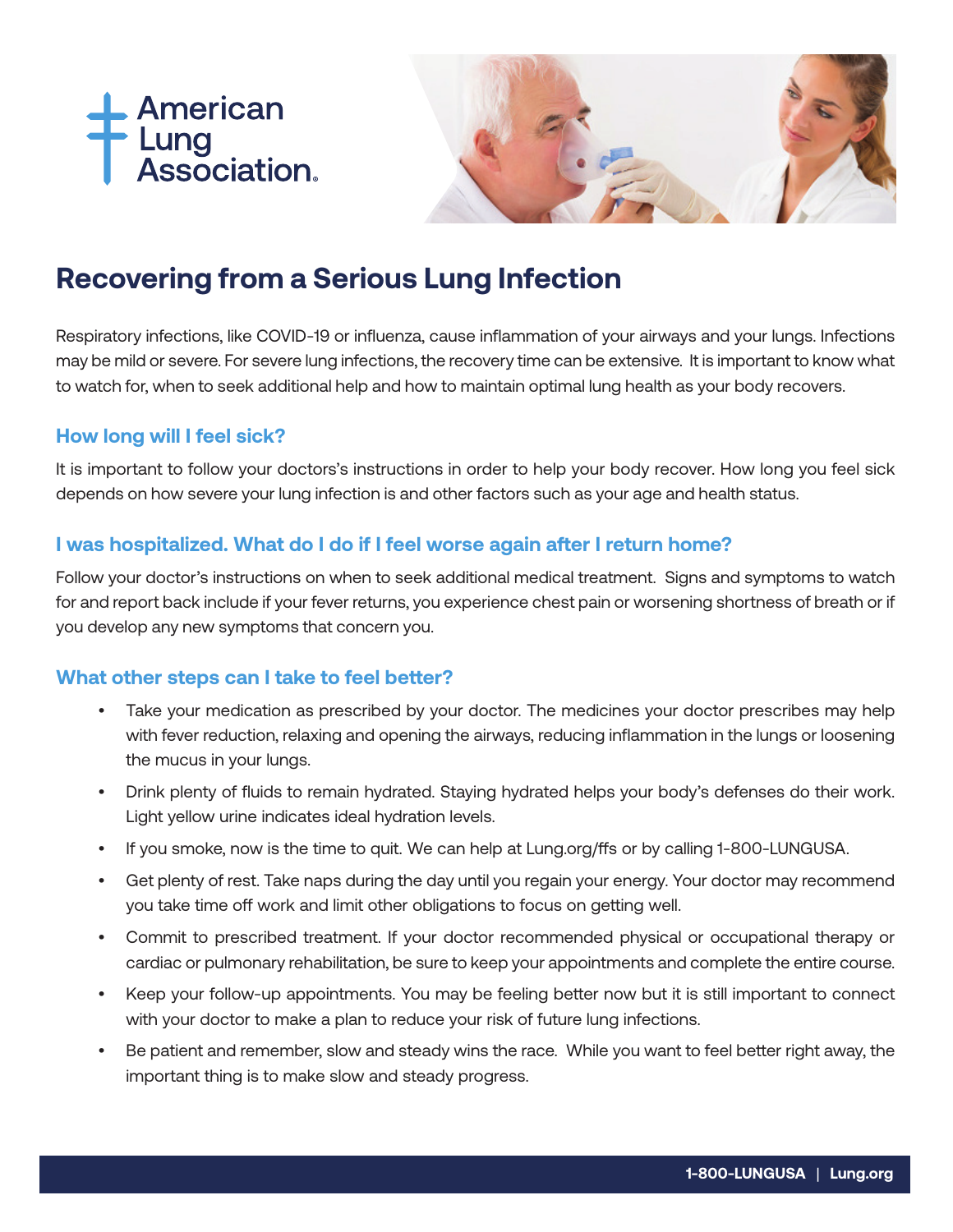American Lung Association.

# Recovering from a Serious Lung Infection

Respiratory infections, like COVID-19 or influenza, cause inflammation of your airways and your lungs. Infections may be mild or severe. For severe lung infections, the recovery time can be extensive. It is important to know what to watch for, when to seek additional help and how to maintain optimal lung health as your body recovers.

## How long will I feel sick?

It is important to follow your doctors's instructions in order to help your body recover. How long you feel sick depends on how severe your lung infection is and other factors such as your age and health status.

## I was hospitalized. What do I do if I feel worse again after I return home?

Follow your doctor's instructions on when to seek additional medical treatment. Signs and symptoms to watch for and report back include if your fever returns, you experience chest pain or worsening shortness of breath or if you develop any new symptoms that concern you.

## What other steps can I take to feel better?

- Take your medication as prescribed by your doctor. The medicines your doctor prescribes may help with fever reduction, relaxing and opening the airways, reducing inflammation in the lungs or loosening the mucus in your lungs.
- Drink plenty of fluids to remain hydrated. Staying hydrated helps your body's defenses do their work. Light yellow urine indicates ideal hydration levels.
- If you smoke, now is the time to quit. We can help at Lung.org/ffs or by calling 1-800-LUNGUSA.
- Get plenty of rest. Take naps during the day until you regain your energy. Your doctor may recommend you take time off work and limit other obligations to focus on getting well.
- Commit to prescribed treatment. If your doctor recommended physical or occupational therapy or cardiac or pulmonary rehabilitation, be sure to keep your appointments and complete the entire course.
- Keep your follow-up appointments. You may be feeling better now but it is still important to connect with your doctor to make a plan to reduce your risk of future lung infections.
- Be patient and remember, slow and steady wins the race. While you want to feel better right away, the important thing is to make slow and steady progress.

**1-800-LUNGUSA | Lung.org**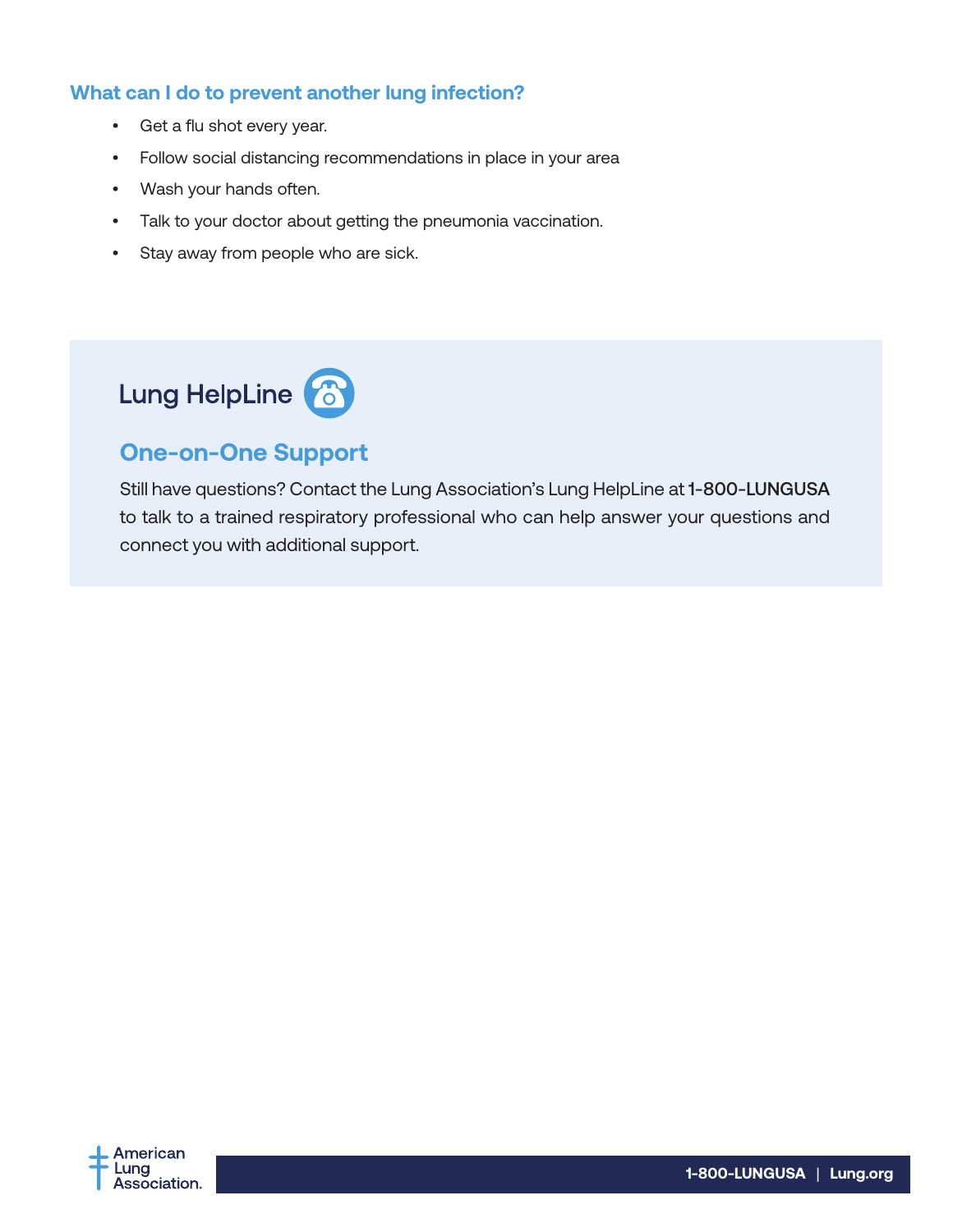## What can I do to prevent another lung infection?

- Get a flu shot every year.
- Follow social distancing recommendations in place in your area
- Wash your hands often.
- Talk to your doctor about getting the pneumonia vaccination.
- Stay away from people who are sick.

## Lung HelpLine

### One-on-One Support

Still have questions? Contact the Lung Association's Lung HelpLine at **1-800-LUNGUSA** to talk to a trained respiratory professional who can help answer your questions and connect you with additional support.